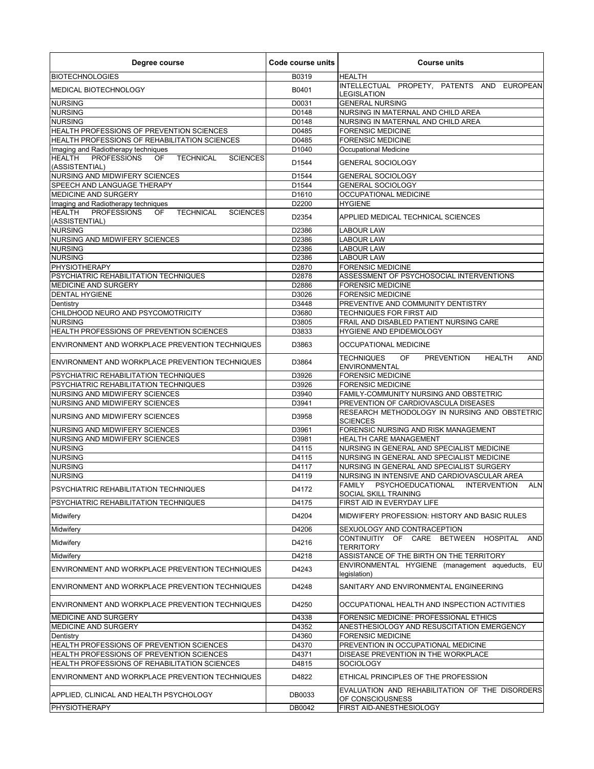| Degree course | Code course units | Course units |
|---|---|---|
| BIOTECHNOLOGIES | B0319 | HEALTH |
| MEDICAL BIOTECHNOLOGY | B0401 | INTELLECTUAL PROPETY, PATENTS AND EUROPEAN LEGISLATION |
| NURSING | D0031 | GENERAL NURSING |
| NURSING | D0148 | NURSING IN MATERNAL AND CHILD AREA |
| NURSING | D0148 | NURSING IN MATERNAL AND CHILD AREA |
| HEALTH PROFESSIONS OF PREVENTION SCIENCES | D0485 | FORENSIC MEDICINE |
| HEALTH PROFESSIONS OF REHABILITATION SCIENCES | D0485 | FORENSIC MEDICINE |
| Imaging and Radiotherapy techniques | D1040 | Occupational Medicine |
| HEALTH PROFESSIONS OF TECHNICAL SCIENCES (ASSISTENTIAL) | D1544 | GENERAL SOCIOLOGY |
| NURSING AND MIDWIFERY SCIENCES | D1544 | GENERAL SOCIOLOGY |
| SPEECH AND LANGUAGE THERAPY | D1544 | GENERAL SOCIOLOGY |
| MEDICINE AND SURGERY | D1610 | OCCUPATIONAL MEDICINE |
| Imaging and Radiotherapy techniques | D2200 | HYGIENE |
| HEALTH PROFESSIONS OF TECHNICAL SCIENCES (ASSISTENTIAL) | D2354 | APPLIED MEDICAL TECHNICAL SCIENCES |
| NURSING | D2386 | LABOUR LAW |
| NURSING AND MIDWIFERY SCIENCES | D2386 | LABOUR LAW |
| NURSING | D2386 | LABOUR LAW |
| NURSING | D2386 | LABOUR LAW |
| PHYSIOTHERAPY | D2870 | FORENSIC MEDICINE |
| PSYCHIATRIC REHABILITATION TECHNIQUES | D2878 | ASSESSMENT OF PSYCHOSOCIAL INTERVENTIONS |
| MEDICINE AND SURGERY | D2886 | FORENSIC MEDICINE |
| DENTAL HYGIENE | D3026 | FORENSIC MEDICINE |
| Dentistry | D3448 | PREVENTIVE AND COMMUNITY DENTISTRY |
| CHILDHOOD NEURO AND PSYCOMOTRICITY | D3680 | TECHNIQUES FOR FIRST AID |
| NURSING | D3805 | FRAIL AND DISABLED PATIENT NURSING CARE |
| HEALTH PROFESSIONS OF PREVENTION SCIENCES | D3833 | HYGIENE AND EPIDEMIOLOGY |
| ENVIRONMENT AND WORKPLACE PREVENTION TECHNIQUES | D3863 | OCCUPATIONAL MEDICINE |
| ENVIRONMENT AND WORKPLACE PREVENTION TECHNIQUES | D3864 | TECHNIQUES OF PREVENTION HEALTH AND ENVIRONMENTAL |
| PSYCHIATRIC REHABILITATION TECHNIQUES | D3926 | FORENSIC MEDICINE |
| PSYCHIATRIC REHABILITATION TECHNIQUES | D3926 | FORENSIC MEDICINE |
| NURSING AND MIDWIFERY SCIENCES | D3940 | FAMILY-COMMUNITY NURSING AND OBSTETRIC |
| NURSING AND MIDWIFERY SCIENCES | D3941 | PREVENTION OF CARDIOVASCULA DISEASES |
| NURSING AND MIDWIFERY SCIENCES | D3958 | RESEARCH METHODOLOGY IN NURSING AND OBSTETRIC SCIENCES |
| NURSING AND MIDWIFERY SCIENCES | D3961 | FORENSIC NURSING AND RISK MANAGEMENT |
| NURSING AND MIDWIFERY SCIENCES | D3981 | HEALTH CARE MANAGEMENT |
| NURSING | D4115 | NURSING IN GENERAL AND SPECIALIST MEDICINE |
| NURSING | D4115 | NURSING IN GENERAL AND SPECIALIST MEDICINE |
| NURSING | D4117 | NURSING IN GENERAL AND SPECIALIST SURGERY |
| NURSING | D4119 | NURSING IN INTENSIVE AND CARDIOVASCULAR AREA |
| PSYCHIATRIC REHABILITATION TECHNIQUES | D4172 | FAMILY PSYCHOEDUCATIONAL INTERVENTION ALN SOCIAL SKILL TRAINING |
| PSYCHIATRIC REHABILITATION TECHNIQUES | D4175 | FIRST AID IN EVERYDAY LIFE |
| Midwifery | D4204 | MIDWIFERY PROFESSION: HISTORY AND BASIC RULES |
| Midwifery | D4206 | SEXUOLOGY AND CONTRACEPTION |
| Midwifery | D4216 | CONTINUITIY OF CARE BETWEEN HOSPITAL AND TERRITORY |
| Midwifery | D4218 | ASSISTANCE OF THE BIRTH ON THE TERRITORY |
| ENVIRONMENT AND WORKPLACE PREVENTION TECHNIQUES | D4243 | ENVIRONMENTAL HYGIENE (management aqueducts, EU legislation) |
| ENVIRONMENT AND WORKPLACE PREVENTION TECHNIQUES | D4248 | SANITARY AND ENVIRONMENTAL ENGINEERING |
| ENVIRONMENT AND WORKPLACE PREVENTION TECHNIQUES | D4250 | OCCUPATIONAL HEALTH AND INSPECTION ACTIVITIES |
| MEDICINE AND SURGERY | D4338 | FORENSIC MEDICINE: PROFESSIONAL ETHICS |
| MEDICINE AND SURGERY | D4352 | ANESTHESIOLOGY AND RESUSCITATION EMERGENCY |
| Dentistry | D4360 | FORENSIC MEDICINE |
| HEALTH PROFESSIONS OF PREVENTION SCIENCES | D4370 | PREVENTION IN OCCUPATIONAL MEDICINE |
| HEALTH PROFESSIONS OF PREVENTION SCIENCES | D4371 | DISEASE PREVENTION IN THE WORKPLACE |
| HEALTH PROFESSIONS OF REHABILITATION SCIENCES | D4815 | SOCIOLOGY |
| ENVIRONMENT AND WORKPLACE PREVENTION TECHNIQUES | D4822 | ETHICAL PRINCIPLES OF THE PROFESSION |
| APPLIED, CLINICAL AND HEALTH PSYCHOLOGY | DB0033 | EVALUATION AND REHABILITATION OF THE DISORDERS OF CONSCIOUSNESS |
| PHYSIOTHERAPY | DB0042 | FIRST AID-ANESTHESIOLOGY |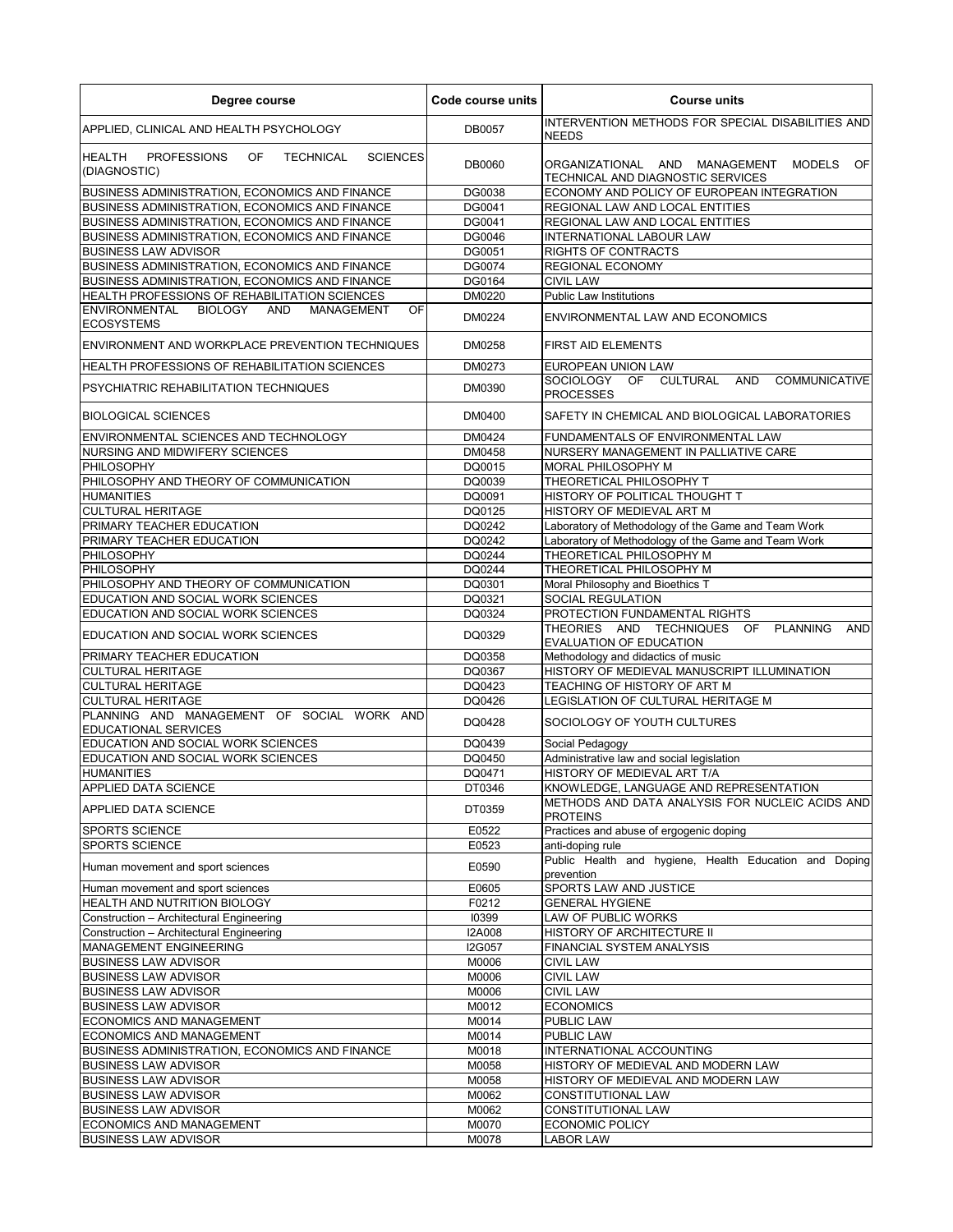| Degree course | Code course units | Course units |
|---|---|---|
| APPLIED, CLINICAL AND HEALTH PSYCHOLOGY | DB0057 | INTERVENTION METHODS FOR SPECIAL DISABILITIES AND NEEDS |
| HEALTH PROFESSIONS OF TECHNICAL SCIENCES (DIAGNOSTIC) | DB0060 | ORGANIZATIONAL AND MANAGEMENT MODELS OF TECHNICAL AND DIAGNOSTIC SERVICES |
| BUSINESS ADMINISTRATION, ECONOMICS AND FINANCE | DG0038 | ECONOMY AND POLICY OF EUROPEAN INTEGRATION |
| BUSINESS ADMINISTRATION, ECONOMICS AND FINANCE | DG0041 | REGIONAL LAW AND LOCAL ENTITIES |
| BUSINESS ADMINISTRATION, ECONOMICS AND FINANCE | DG0041 | REGIONAL LAW AND LOCAL ENTITIES |
| BUSINESS ADMINISTRATION, ECONOMICS AND FINANCE | DG0046 | INTERNATIONAL LABOUR LAW |
| BUSINESS LAW ADVISOR | DG0051 | RIGHTS OF CONTRACTS |
| BUSINESS ADMINISTRATION, ECONOMICS AND FINANCE | DG0074 | REGIONAL ECONOMY |
| BUSINESS ADMINISTRATION, ECONOMICS AND FINANCE | DG0164 | CIVIL LAW |
| HEALTH PROFESSIONS OF REHABILITATION SCIENCES | DM0220 | Public Law Institutions |
| ENVIRONMENTAL BIOLOGY AND MANAGEMENT OF ECOSYSTEMS | DM0224 | ENVIRONMENTAL LAW AND ECONOMICS |
| ENVIRONMENT AND WORKPLACE PREVENTION TECHNIQUES | DM0258 | FIRST AID ELEMENTS |
| HEALTH PROFESSIONS OF REHABILITATION SCIENCES | DM0273 | EUROPEAN UNION LAW |
| PSYCHIATRIC REHABILITATION TECHNIQUES | DM0390 | SOCIOLOGY OF CULTURAL AND COMMUNICATIVE PROCESSES |
| BIOLOGICAL SCIENCES | DM0400 | SAFETY IN CHEMICAL AND BIOLOGICAL LABORATORIES |
| ENVIRONMENTAL SCIENCES AND TECHNOLOGY | DM0424 | FUNDAMENTALS OF ENVIRONMENTAL LAW |
| NURSING AND MIDWIFERY SCIENCES | DM0458 | NURSERY MANAGEMENT IN PALLIATIVE CARE |
| PHILOSOPHY | DQ0015 | MORAL PHILOSOPHY M |
| PHILOSOPHY AND THEORY OF COMMUNICATION | DQ0039 | THEORETICAL PHILOSOPHY T |
| HUMANITIES | DQ0091 | HISTORY OF POLITICAL THOUGHT T |
| CULTURAL HERITAGE | DQ0125 | HISTORY OF MEDIEVAL ART M |
| PRIMARY TEACHER EDUCATION | DQ0242 | Laboratory of Methodology of the Game and Team Work |
| PRIMARY TEACHER EDUCATION | DQ0242 | Laboratory of Methodology of the Game and Team Work |
| PHILOSOPHY | DQ0244 | THEORETICAL PHILOSOPHY M |
| PHILOSOPHY | DQ0244 | THEORETICAL PHILOSOPHY M |
| PHILOSOPHY AND THEORY OF COMMUNICATION | DQ0301 | Moral Philosophy and Bioethics T |
| EDUCATION AND SOCIAL WORK SCIENCES | DQ0321 | SOCIAL REGULATION |
| EDUCATION AND SOCIAL WORK SCIENCES | DQ0324 | PROTECTION FUNDAMENTAL RIGHTS |
| EDUCATION AND SOCIAL WORK SCIENCES | DQ0329 | THEORIES AND TECHNIQUES OF PLANNING AND EVALUATION OF EDUCATION |
| PRIMARY TEACHER EDUCATION | DQ0358 | Methodology and didactics of music |
| CULTURAL HERITAGE | DQ0367 | HISTORY OF MEDIEVAL MANUSCRIPT ILLUMINATION |
| CULTURAL HERITAGE | DQ0423 | TEACHING OF HISTORY OF ART M |
| CULTURAL HERITAGE | DQ0426 | LEGISLATION OF CULTURAL HERITAGE M |
| PLANNING AND MANAGEMENT OF SOCIAL WORK AND EDUCATIONAL SERVICES | DQ0428 | SOCIOLOGY OF YOUTH CULTURES |
| EDUCATION AND SOCIAL WORK SCIENCES | DQ0439 | Social Pedagogy |
| EDUCATION AND SOCIAL WORK SCIENCES | DQ0450 | Administrative law and social legislation |
| HUMANITIES | DQ0471 | HISTORY OF MEDIEVAL ART T/A |
| APPLIED DATA SCIENCE | DT0346 | KNOWLEDGE, LANGUAGE AND REPRESENTATION |
| APPLIED DATA SCIENCE | DT0359 | METHODS AND DATA ANALYSIS FOR NUCLEIC ACIDS AND PROTEINS |
| SPORTS SCIENCE | E0522 | Practices and abuse of ergogenic doping |
| SPORTS SCIENCE | E0523 | anti-doping rule |
| Human movement and sport sciences | E0590 | Public Health and hygiene, Health Education and Doping prevention |
| Human movement and sport sciences | E0605 | SPORTS LAW AND JUSTICE |
| HEALTH AND NUTRITION BIOLOGY | F0212 | GENERAL HYGIENE |
| Construction – Architectural Engineering | I0399 | LAW OF PUBLIC WORKS |
| Construction – Architectural Engineering | I2A008 | HISTORY OF ARCHITECTURE II |
| MANAGEMENT ENGINEERING | I2G057 | FINANCIAL SYSTEM ANALYSIS |
| BUSINESS LAW ADVISOR | M0006 | CIVIL LAW |
| BUSINESS LAW ADVISOR | M0006 | CIVIL LAW |
| BUSINESS LAW ADVISOR | M0006 | CIVIL LAW |
| BUSINESS LAW ADVISOR | M0012 | ECONOMICS |
| ECONOMICS AND MANAGEMENT | M0014 | PUBLIC LAW |
| ECONOMICS AND MANAGEMENT | M0014 | PUBLIC LAW |
| BUSINESS ADMINISTRATION, ECONOMICS AND FINANCE | M0018 | INTERNATIONAL ACCOUNTING |
| BUSINESS LAW ADVISOR | M0058 | HISTORY OF MEDIEVAL AND MODERN LAW |
| BUSINESS LAW ADVISOR | M0058 | HISTORY OF MEDIEVAL AND MODERN LAW |
| BUSINESS LAW ADVISOR | M0062 | CONSTITUTIONAL LAW |
| BUSINESS LAW ADVISOR | M0062 | CONSTITUTIONAL LAW |
| ECONOMICS AND MANAGEMENT | M0070 | ECONOMIC POLICY |
| BUSINESS LAW ADVISOR | M0078 | LABOR LAW |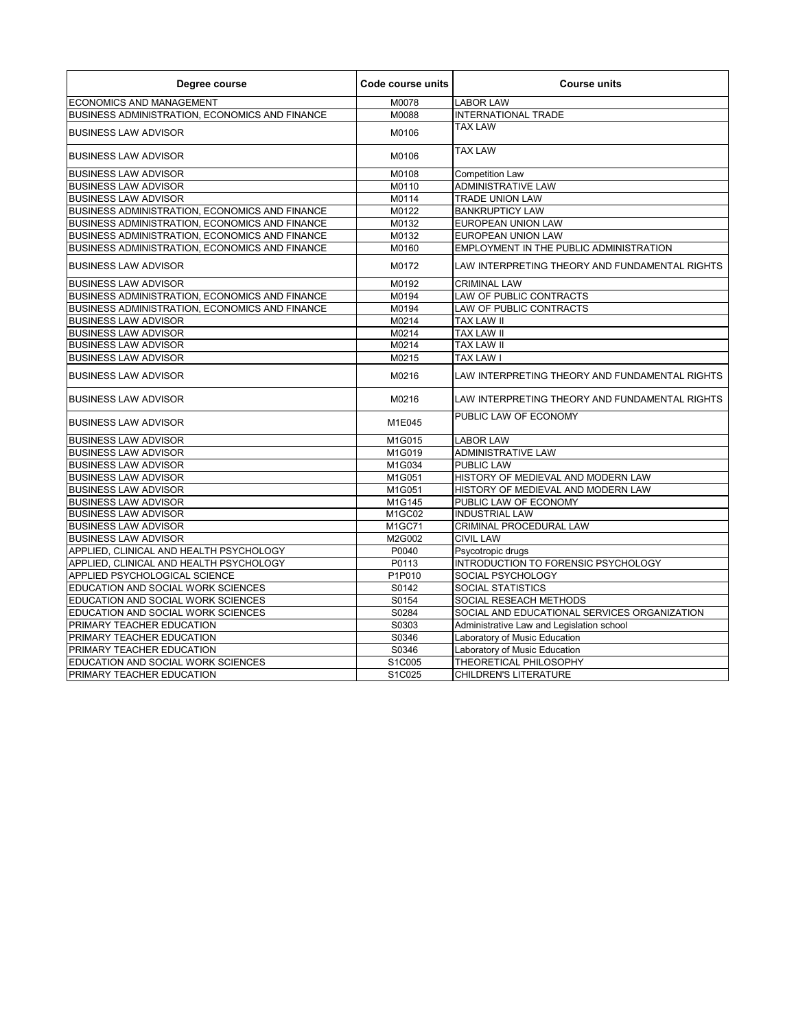| Degree course | Code course units | Course units |
|---|---|---|
| ECONOMICS AND MANAGEMENT | M0078 | LABOR LAW |
| BUSINESS ADMINISTRATION, ECONOMICS AND FINANCE | M0088 | INTERNATIONAL TRADE |
| BUSINESS LAW ADVISOR | M0106 | TAX LAW |
| BUSINESS LAW ADVISOR | M0106 | TAX LAW |
| BUSINESS LAW ADVISOR | M0108 | Competition Law |
| BUSINESS LAW ADVISOR | M0110 | ADMINISTRATIVE LAW |
| BUSINESS LAW ADVISOR | M0114 | TRADE UNION LAW |
| BUSINESS ADMINISTRATION, ECONOMICS AND FINANCE | M0122 | BANKRUPTCY LAW |
| BUSINESS ADMINISTRATION, ECONOMICS AND FINANCE | M0132 | EUROPEAN UNION LAW |
| BUSINESS ADMINISTRATION, ECONOMICS AND FINANCE | M0132 | EUROPEAN UNION LAW |
| BUSINESS ADMINISTRATION, ECONOMICS AND FINANCE | M0160 | EMPLOYMENT IN THE PUBLIC ADMINISTRATION |
| BUSINESS LAW ADVISOR | M0172 | LAW INTERPRETING THEORY AND FUNDAMENTAL RIGHTS |
| BUSINESS LAW ADVISOR | M0192 | CRIMINAL LAW |
| BUSINESS ADMINISTRATION, ECONOMICS AND FINANCE | M0194 | LAW OF PUBLIC CONTRACTS |
| BUSINESS ADMINISTRATION, ECONOMICS AND FINANCE | M0194 | LAW OF PUBLIC CONTRACTS |
| BUSINESS LAW ADVISOR | M0214 | TAX LAW II |
| BUSINESS LAW ADVISOR | M0214 | TAX LAW II |
| BUSINESS LAW ADVISOR | M0214 | TAX LAW II |
| BUSINESS LAW ADVISOR | M0215 | TAX LAW I |
| BUSINESS LAW ADVISOR | M0216 | LAW INTERPRETING THEORY AND FUNDAMENTAL RIGHTS |
| BUSINESS LAW ADVISOR | M0216 | LAW INTERPRETING THEORY AND FUNDAMENTAL RIGHTS |
| BUSINESS LAW ADVISOR | M1E045 | PUBLIC LAW OF ECONOMY |
| BUSINESS LAW ADVISOR | M1G015 | LABOR LAW |
| BUSINESS LAW ADVISOR | M1G019 | ADMINISTRATIVE LAW |
| BUSINESS LAW ADVISOR | M1G034 | PUBLIC LAW |
| BUSINESS LAW ADVISOR | M1G051 | HISTORY OF MEDIEVAL AND MODERN LAW |
| BUSINESS LAW ADVISOR | M1G051 | HISTORY OF MEDIEVAL AND MODERN LAW |
| BUSINESS LAW ADVISOR | M1G145 | PUBLIC LAW OF ECONOMY |
| BUSINESS LAW ADVISOR | M1GC02 | INDUSTRIAL LAW |
| BUSINESS LAW ADVISOR | M1GC71 | CRIMINAL PROCEDURAL LAW |
| BUSINESS LAW ADVISOR | M2G002 | CIVIL LAW |
| APPLIED, CLINICAL AND HEALTH PSYCHOLOGY | P0040 | Psycotropic drugs |
| APPLIED, CLINICAL AND HEALTH PSYCHOLOGY | P0113 | INTRODUCTION TO FORENSIC PSYCHOLOGY |
| APPLIED PSYCHOLOGICAL SCIENCE | P1P010 | SOCIAL PSYCHOLOGY |
| EDUCATION AND SOCIAL WORK SCIENCES | S0142 | SOCIAL STATISTICS |
| EDUCATION AND SOCIAL WORK SCIENCES | S0154 | SOCIAL RESEACH METHODS |
| EDUCATION AND SOCIAL WORK SCIENCES | S0284 | SOCIAL AND EDUCATIONAL SERVICES ORGANIZATION |
| PRIMARY TEACHER EDUCATION | S0303 | Administrative Law and Legislation school |
| PRIMARY TEACHER EDUCATION | S0346 | Laboratory of Music Education |
| PRIMARY TEACHER EDUCATION | S0346 | Laboratory of Music Education |
| EDUCATION AND SOCIAL WORK SCIENCES | S1C005 | THEORETICAL PHILOSOPHY |
| PRIMARY TEACHER EDUCATION | S1C025 | CHILDREN'S LITERATURE |